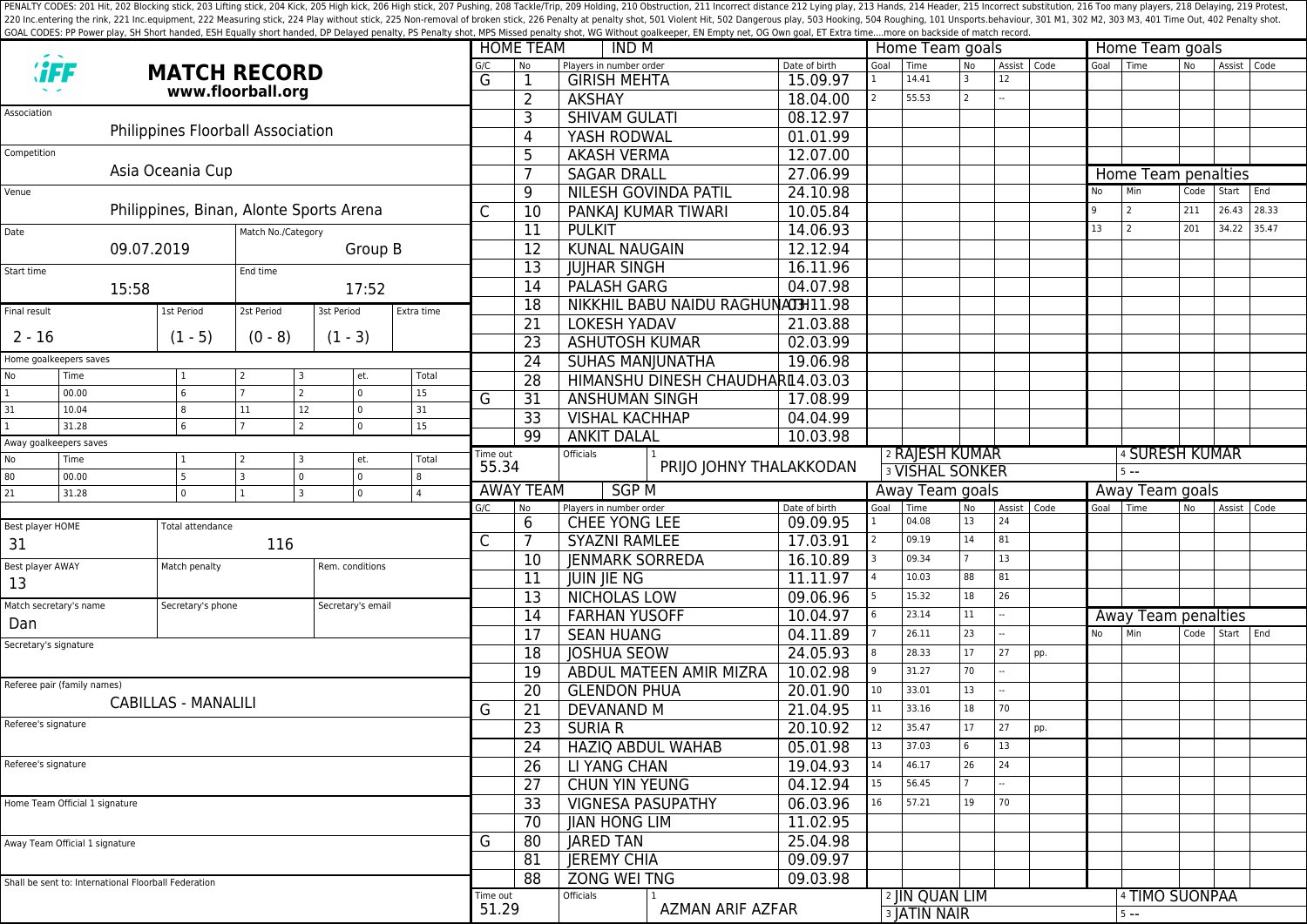PENALTY CODES: 201 Hit, 202 Blocking stick, 203 Lifting stick, 204 Kick, 205 High kick, 206 High stick, 207 Pushing, 208 Tackle/Trip, 209 Holding, 210 Obstruction, 211 Incorrect distance 212 Lying play, 213 Hands, 214 Header, 215 Incorrect substitution, 216 Too many players, 218 Delaying, 219 Protest, 220 Inc.entering the rink, 221 Inc.equipment, 222 Measuring stick, 224 Play without stick, 225 Non-removal of broken stick, 226 Penalty at penalty shot, 501 Violent Hit, 502 Dangerous play, 503 Hooking, 504 Roughing, 101 Unsports.behaviour, 301 M1, 302 M2, 303 M3, 401 Time Out, 402 Penalty shot.
GOAL CODES: PP Power play, SH Short handed, ESH Equally short handed, DP Delayed penalty, PS Penalty shot, MPS Missed penalty shot, WG Without goalkeeper, EN Empty net, OG Own goal, ET Extra time....more on backside of match record.

# MATCH RECORD

**www.floorball.org**

| | |
|---|---|
| Association | Philippines Floorball Association |
| Competition | Asia Oceania Cup |
| Venue | Philippines, Binan, Alonte Sports Arena |
| Date | 09.07.2019 |
| Match No./Category | Group B |
| Start time | 15:58 |
| End time | 17:52 |

| Final result | 1st Period | 2st Period | 3st Period | Extra time |
|---|---|---|---|---|
| 2 - 16 | (1 - 5) | (0 - 8) | (1 - 3) | |

**Home goalkeepers saves**

| No | Time | 1 | 2 | 3 | et. | Total |
|---|---|---|---|---|---|---|
| 1 | 00.00 | 6 | 7 | 2 | 0 | 15 |
| 31 | 10.04 | 8 | 11 | 12 | 0 | 31 |
| 1 | 31.28 | 6 | 7 | 2 | 0 | 15 |

**Away goalkeepers saves**

| No | Time | 1 | 2 | 3 | et. | Total |
|---|---|---|---|---|---|---|
| 80 | 00.00 | 5 | 3 | 0 | 0 | 8 |
| 21 | 31.28 | 0 | 1 | 3 | 0 | 4 |

| | |
|---|---|
| Best player HOME | 31 |
| Total attendance | 116 |
| Best player AWAY | 13 |
| Match penalty | |
| Rem. conditions | |
| Match secretary's name | Dan |
| Secretary's phone | |
| Secretary's email | |
| Secretary's signature | |
| Referee pair (family names) | CABILLAS - MANALILI |
| Referee's signature | |
| Referee's signature | |
| Home Team Official 1 signature | |
| Away Team Official 1 signature | |

Shall be sent to: International Floorball Federation

## HOME TEAM: IND M

| G/C | No | Players in number order | Date of birth |
|---|---|---|---|
| G | 1 | GIRISH MEHTA | 15.09.97 |
| | 2 | AKSHAY | 18.04.00 |
| | 3 | SHIVAM GULATI | 08.12.97 |
| | 4 | YASH RODWAL | 01.01.99 |
| | 5 | AKASH VERMA | 12.07.00 |
| | 7 | SAGAR DRALL | 27.06.99 |
| | 9 | NILESH GOVINDA PATIL | 24.10.98 |
| C | 10 | PANKAJ KUMAR TIWARI | 10.05.84 |
| | 11 | PULKIT | 14.06.93 |
| | 12 | KUNAL NAUGAIN | 12.12.94 |
| | 13 | JUJHAR SINGH | 16.11.96 |
| | 14 | PALASH GARG | 04.07.98 |
| | 18 | NIKKHIL BABU NAIDU RAGHUNATH | 03.11.98 |
| | 21 | LOKESH YADAV | 21.03.88 |
| | 23 | ASHUTOSH KUMAR | 02.03.99 |
| | 24 | SUHAS MANJUNATHA | 19.06.98 |
| | 28 | HIMANSHU DINESH CHAUDHARI | 14.03.03 |
| G | 31 | ANSHUMAN SINGH | 17.08.99 |
| | 33 | VISHAL KACHHAP | 04.04.99 |
| | 99 | ANKIT DALAL | 10.03.98 |

Time out: 55.34

Officials: 1 PRIJO JOHNY THALAKKODAN, 2 RAJESH KUMAR, 3 VISHAL SONKER, 4 SURESH KUMAR, 5 --

**Home Team goals**

| Goal | Time | No | Assist | Code |
|---|---|---|---|---|
| 1 | 14.41 | 3 | 12 | |
| 2 | 55.53 | 2 | -- | |

**Home Team penalties**

| No | Min | Code | Start | End |
|---|---|---|---|---|
| 9 | 2 | 211 | 26.43 | 28.33 |
| 13 | 2 | 201 | 34.22 | 35.47 |

## AWAY TEAM: SGP M

| G/C | No | Players in number order | Date of birth |
|---|---|---|---|
| | 6 | CHEE YONG LEE | 09.09.95 |
| C | 7 | SYAZNI RAMLEE | 17.03.91 |
| | 10 | JENMARK SORREDA | 16.10.89 |
| | 11 | JUIN JIE NG | 11.11.97 |
| | 13 | NICHOLAS LOW | 09.06.96 |
| | 14 | FARHAN YUSOFF | 10.04.97 |
| | 17 | SEAN HUANG | 04.11.89 |
| | 18 | JOSHUA SEOW | 24.05.93 |
| | 19 | ABDUL MATEEN AMIR MIZRA | 10.02.98 |
| | 20 | GLENDON PHUA | 20.01.90 |
| G | 21 | DEVANAND M | 21.04.95 |
| | 23 | SURIA R | 20.10.92 |
| | 24 | HAZIQ ABDUL WAHAB | 05.01.98 |
| | 26 | LI YANG CHAN | 19.04.93 |
| | 27 | CHUN YIN YEUNG | 04.12.94 |
| | 33 | VIGNESA PASUPATHY | 06.03.96 |
| | 70 | JIAN HONG LIM | 11.02.95 |
| G | 80 | JARED TAN | 25.04.98 |
| | 81 | JEREMY CHIA | 09.09.97 |
| | 88 | ZONG WEI TNG | 09.03.98 |

Time out: 51.29

Officials: 1 AZMAN ARIF AZFAR, 2 JIN QUAN LIM, 3 JATIN NAIR, 4 TIMO SUONPAA, 5 --

**Away Team goals**

| Goal | Time | No | Assist | Code |
|---|---|---|---|---|
| 1 | 04.08 | 13 | 24 | |
| 2 | 09.19 | 14 | 81 | |
| 3 | 09.34 | 7 | 13 | |
| 4 | 10.03 | 88 | 81 | |
| 5 | 15.32 | 18 | 26 | |
| 6 | 23.14 | 11 | -- | |
| 7 | 26.11 | 23 | -- | |
| 8 | 28.33 | 17 | 27 | pp. |
| 9 | 31.27 | 70 | -- | |
| 10 | 33.01 | 13 | -- | |
| 11 | 33.16 | 18 | 70 | |
| 12 | 35.47 | 17 | 27 | pp. |
| 13 | 37.03 | 6 | 13 | |
| 14 | 46.17 | 26 | 24 | |
| 15 | 56.45 | 7 | -- | |
| 16 | 57.21 | 19 | 70 | |

**Away Team penalties**

| No | Min | Code | Start | End |
|---|---|---|---|---|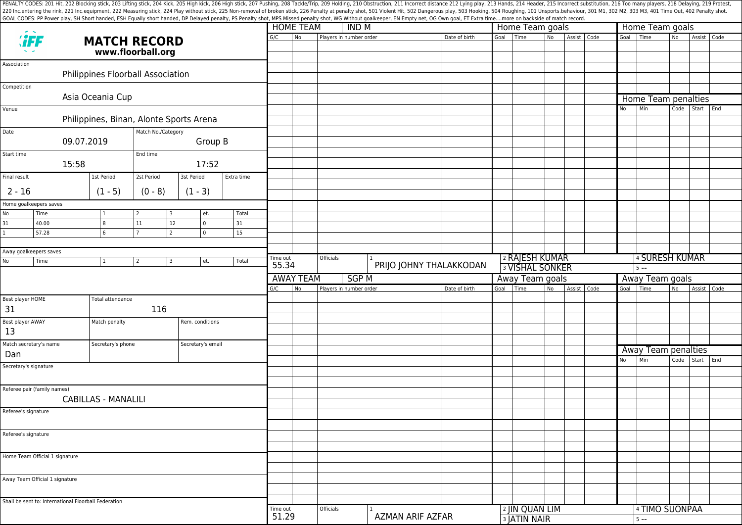PENALTY CODES: 201 Hit, 202 Blocking stick, 203 Lifting stick, 204 Kick, 205 High kick, 206 High stick, 207 Pushing, 208 Tackle/Trip, 209 Holding, 210 Obstruction, 211 Incorrect distance 212 Lying play, 213 Hands, 214 Header, 215 Incorrect substitution, 216 Too many players, 218 Delaying, 219 Protest, 220 Inc.entering the rink, 221 Inc.equipment, 222 Measuring stick, 224 Play without stick, 225 Non-removal of broken stick, 226 Penalty at penalty shot, 501 Violent Hit, 502 Dangerous play, 503 Hooking, 504 Roughing, 101 Unsports.behaviour, 301 M1, 302 M2, 303 M3, 401 Time Out, 402 Penalty shot.
GOAL CODES: PP Power play, SH Short handed, ESH Equally short handed, DP Delayed penalty, PS Penalty shot, MPS Missed penalty shot, WG Without goalkeeper, EN Empty net, OG Own goal, ET Extra time....more on backside of match record.

# MATCH RECORD

**www.floorball.org**

| | |
|---|---|
| Association | Philippines Floorball Association |
| Competition | Asia Oceania Cup |
| Venue | Philippines, Binan, Alonte Sports Arena |
| Date | 09.07.2019 |
| Match No./Category | Group B |
| Start time | 15:58 |
| End time | 17:52 |

| Final result | 1st Period | 2st Period | 3st Period | Extra time |
|---|---|---|---|---|
| 2 - 16 | (1 - 5) | (0 - 8) | (1 - 3) | |

Home goalkeepers saves

| No | Time | 1 | 2 | 3 | et. | Total |
|---|---|---|---|---|---|---|
| 31 | 40.00 | 8 | 11 | 12 | 0 | 31 |
| 1 | 57.28 | 6 | 7 | 2 | 0 | 15 |

Away goalkeepers saves

| No | Time | 1 | 2 | 3 | et. | Total |
|---|---|---|---|---|---|---|
| | | | | | | |

| | |
|---|---|
| Best player HOME | 31 |
| Best player AWAY | 13 |
| Total attendance | 116 |
| Match penalty | |
| Rem. conditions | |
| Match secretary's name | Dan |
| Secretary's phone | |
| Secretary's email | |
| Secretary's signature | |
| Referee pair (family names) | CABILLAS - MANALILI |
| Referee's signature | |
| Referee's signature | |
| Home Team Official 1 signature | |
| Away Team Official 1 signature | |

Shall be sent to: International Floorball Federation

## HOME TEAM: IND M

| G/C | No | Players in number order | Date of birth |
|---|---|---|---|
| | | | |

Home Team goals

| Goal | Time | No | Assist | Code |
|---|---|---|---|---|
| | | | | |

Home Team penalties

| No | Min | Code | Start | End |
|---|---|---|---|---|
| | | | | |

Time out: 55.34

Officials:
1 PRIJO JOHNY THALAKKODAN
2 RAJESH KUMAR
3 VISHAL SONKER
4 SURESH KUMAR
5 --

## AWAY TEAM: SGP M

| G/C | No | Players in number order | Date of birth |
|---|---|---|---|
| | | | |

Away Team goals

| Goal | Time | No | Assist | Code |
|---|---|---|---|---|
| | | | | |

Away Team penalties

| No | Min | Code | Start | End |
|---|---|---|---|---|
| | | | | |

Time out: 51.29

Officials:
1 AZMAN ARIF AZFAR
2 JIN QUAN LIM
3 JATIN NAIR
4 TIMO SUONPAA
5 --